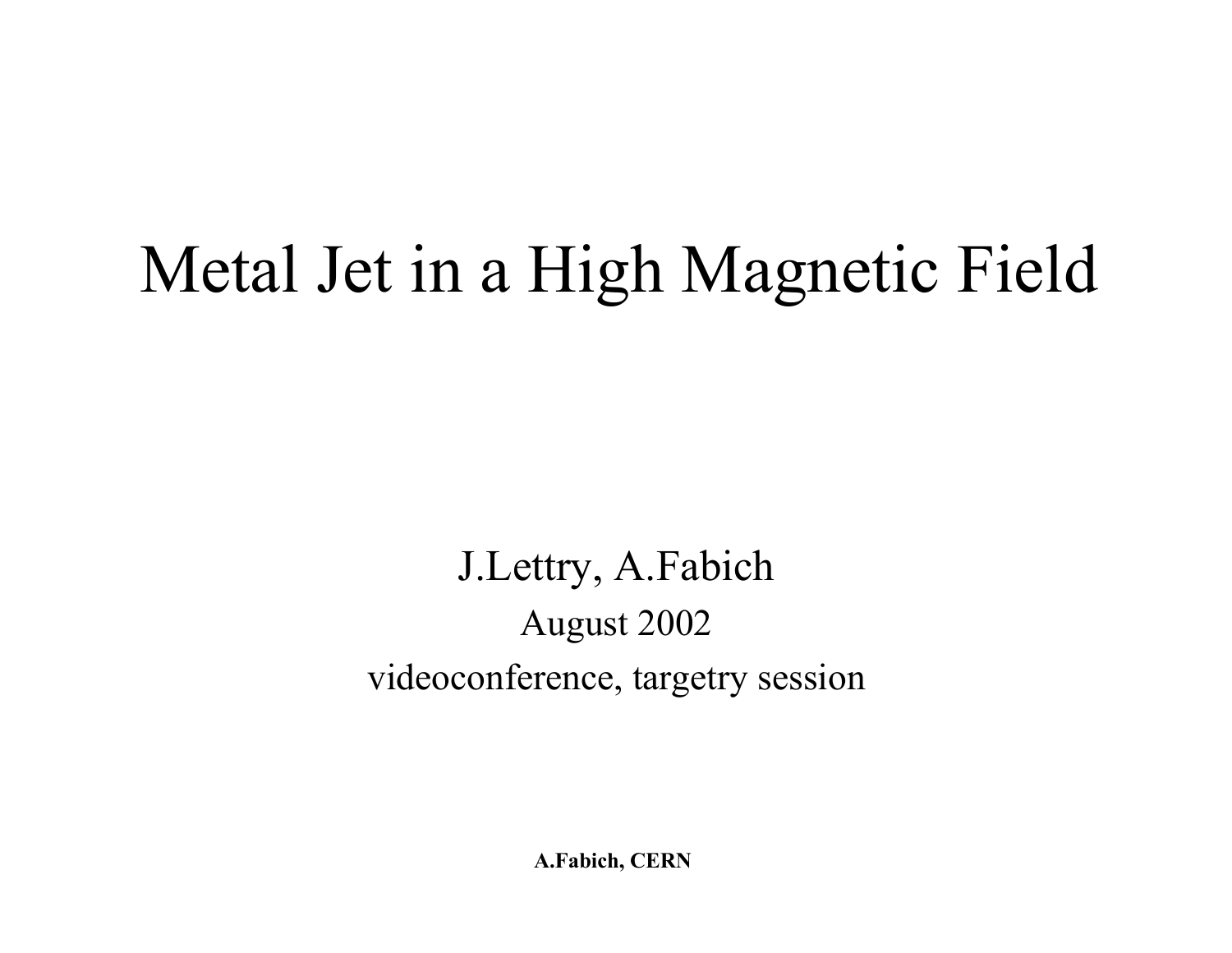# Metal Jet in a High Magnetic Field

J.Lettry, A.Fabich

August 2002

videoconference, targetry session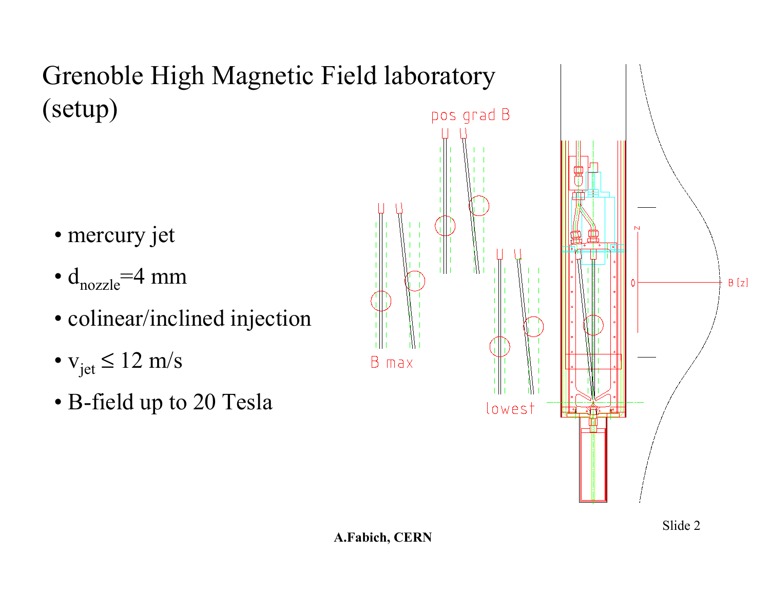# Grenoble High Magnetic Field laboratory (setup)

- mercury jet
- $d_{nozzle}$=4 mm
- colinear/inclined injection
- $v_{jet} \leq 12$ m/s
- B-field up to 20 Tesla

pos grad B

B max

lowest

z

0

B [z]

A.Fabich, CERN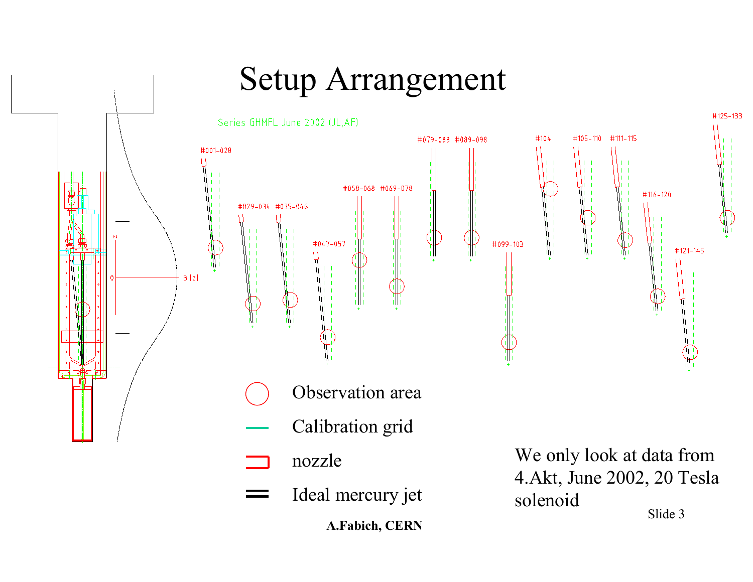# Setup Arrangement

Series GHMFL June 2002 (JL,AF)

#001-028 #029-034 #035-046 #047-057 #058-068 #069-078 #079-088 #089-098 #099-103 #104 #105-110 #111-115 #116-120 #121-145 #125-133

- Observation area
- Calibration grid
- nozzle
- Ideal mercury jet

We only look at data from 4.Akt, June 2002, 20 Tesla solenoid

**A.Fabich, CERN**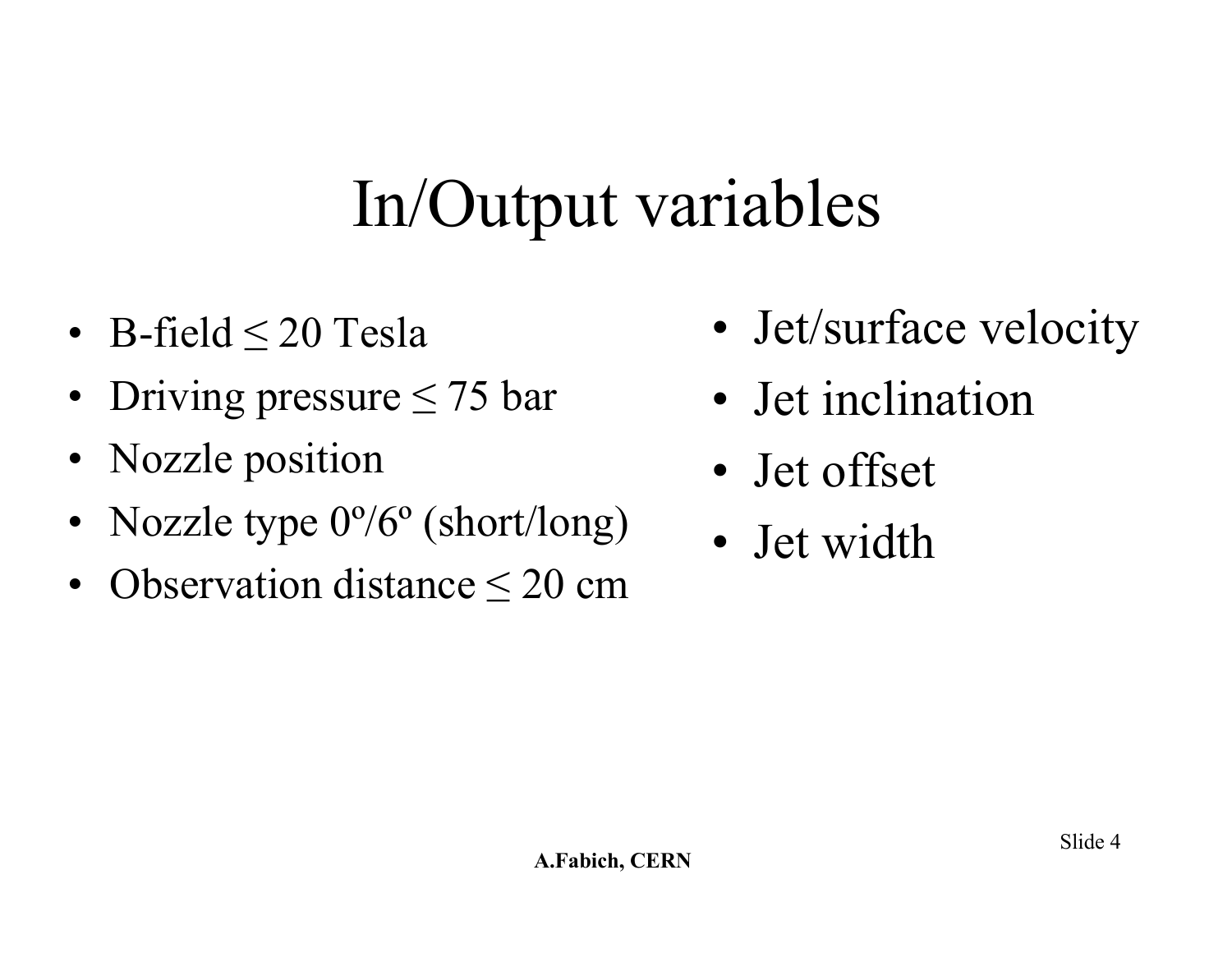# In/Output variables

- B-field ≤ 20 Tesla
- Driving pressure ≤ 75 bar
- Nozzle position
- Nozzle type 0º/6º (short/long)
- Observation distance ≤ 20 cm

- Jet/surface velocity
- Jet inclination
- Jet offset
- Jet width

**A.Fabich, CERN**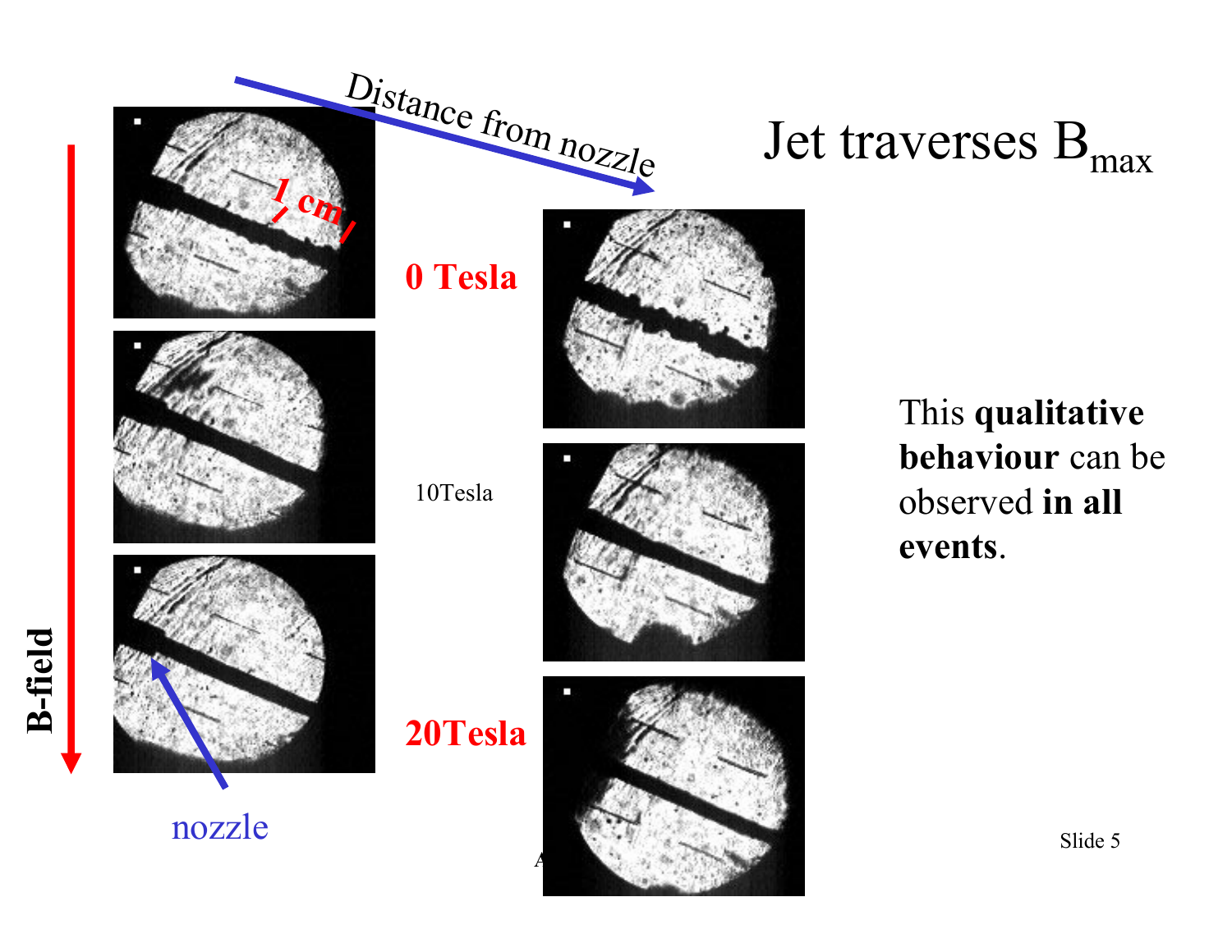# Jet traverses $B_{max}$

Distance from nozzle

B-field

1 cm

0 Tesla

10Tesla

20Tesla

nozzle

This **qualitative behaviour** can be observed **in all events**.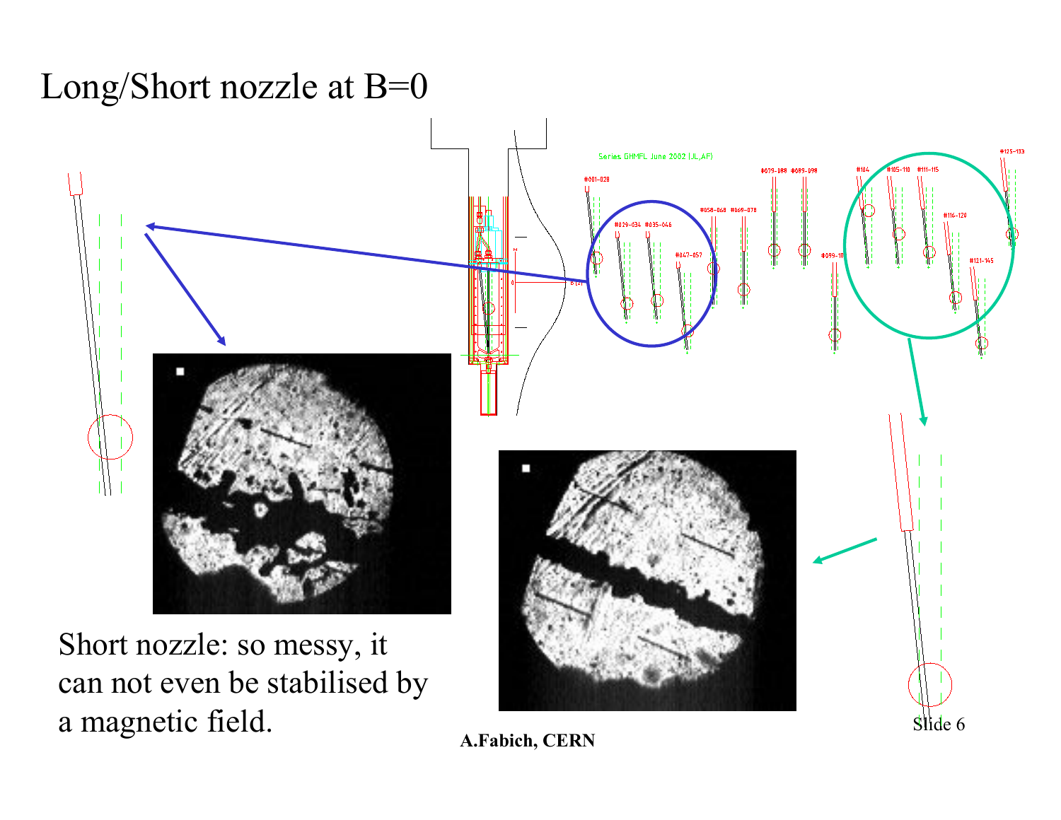# Long/Short nozzle at B=0

Short nozzle: so messy, it can not even be stabilised by a magnetic field.

**A.Fabich, CERN**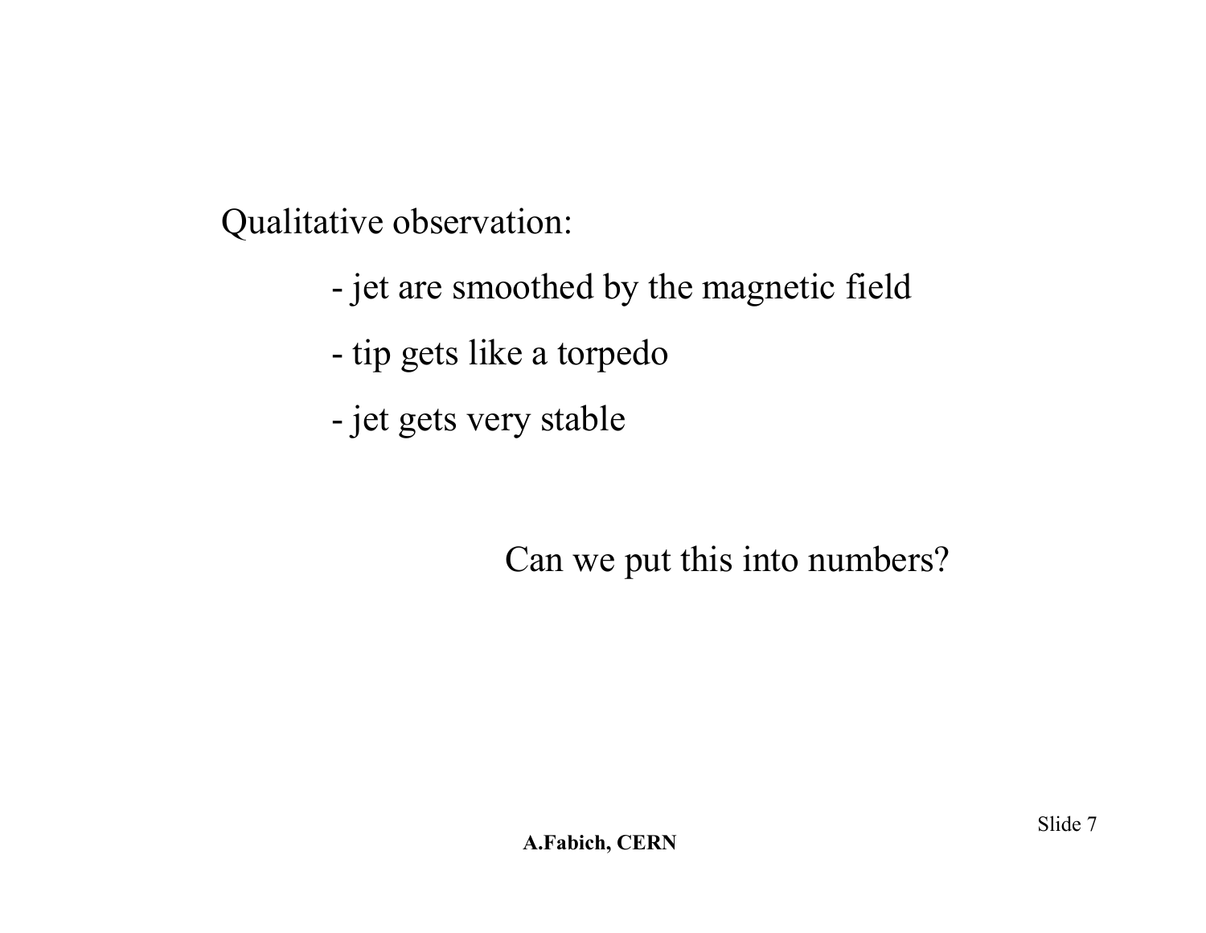Qualitative observation:

- jet are smoothed by the magnetic field
- tip gets like a torpedo
- jet gets very stable

Can we put this into numbers?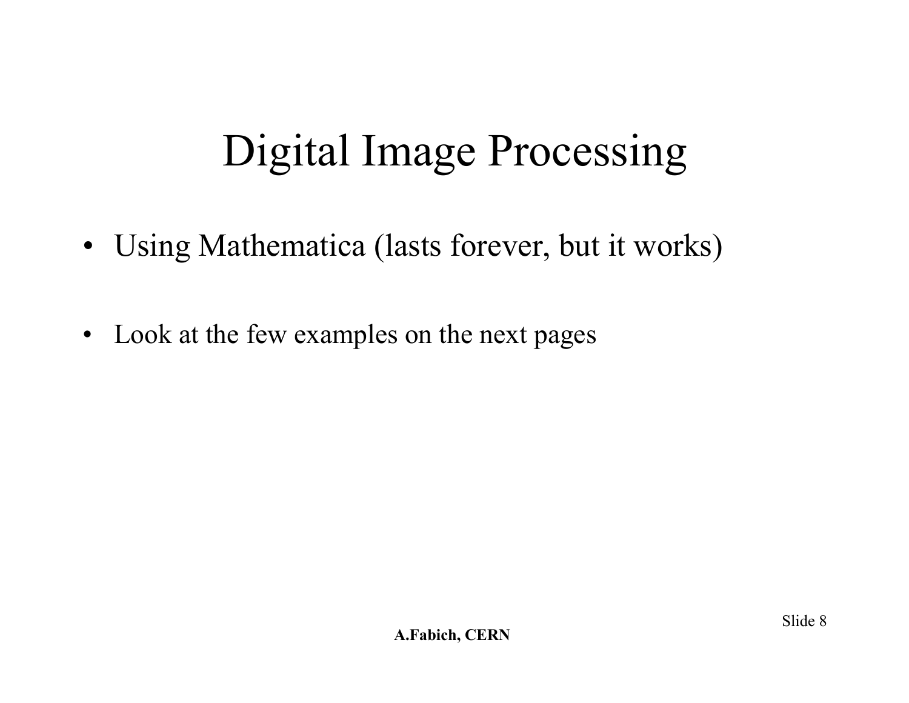# Digital Image Processing

- Using Mathematica (lasts forever, but it works)
- Look at the few examples on the next pages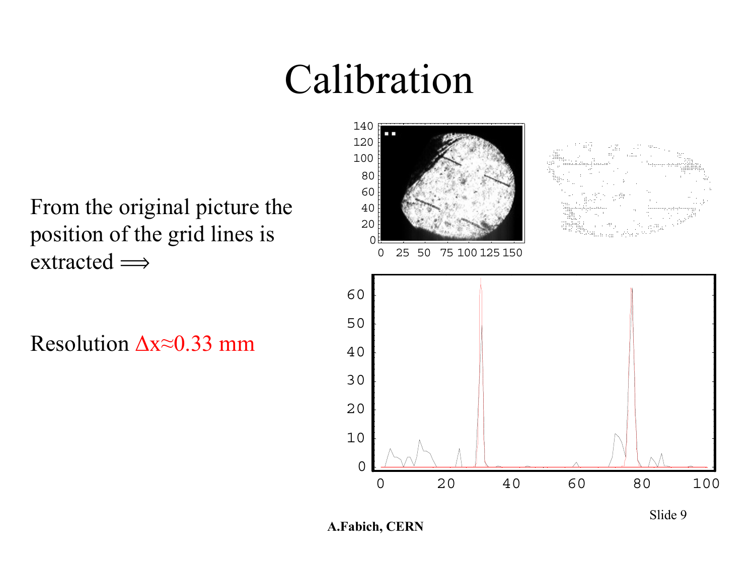# Calibration

From the original picture the position of the grid lines is extracted $\Longrightarrow$

Resolution $\Delta x \approx 0.33$ mm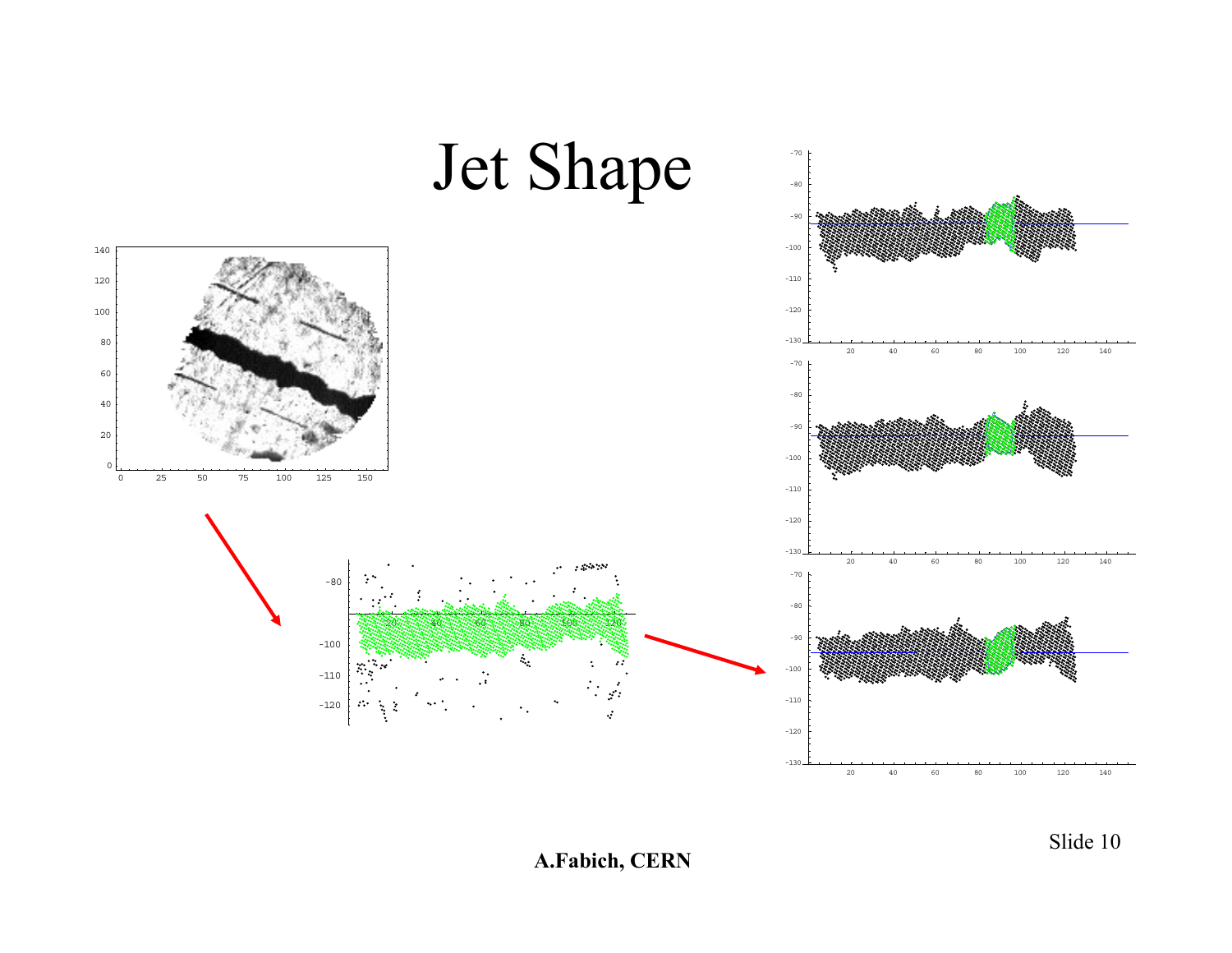# Jet Shape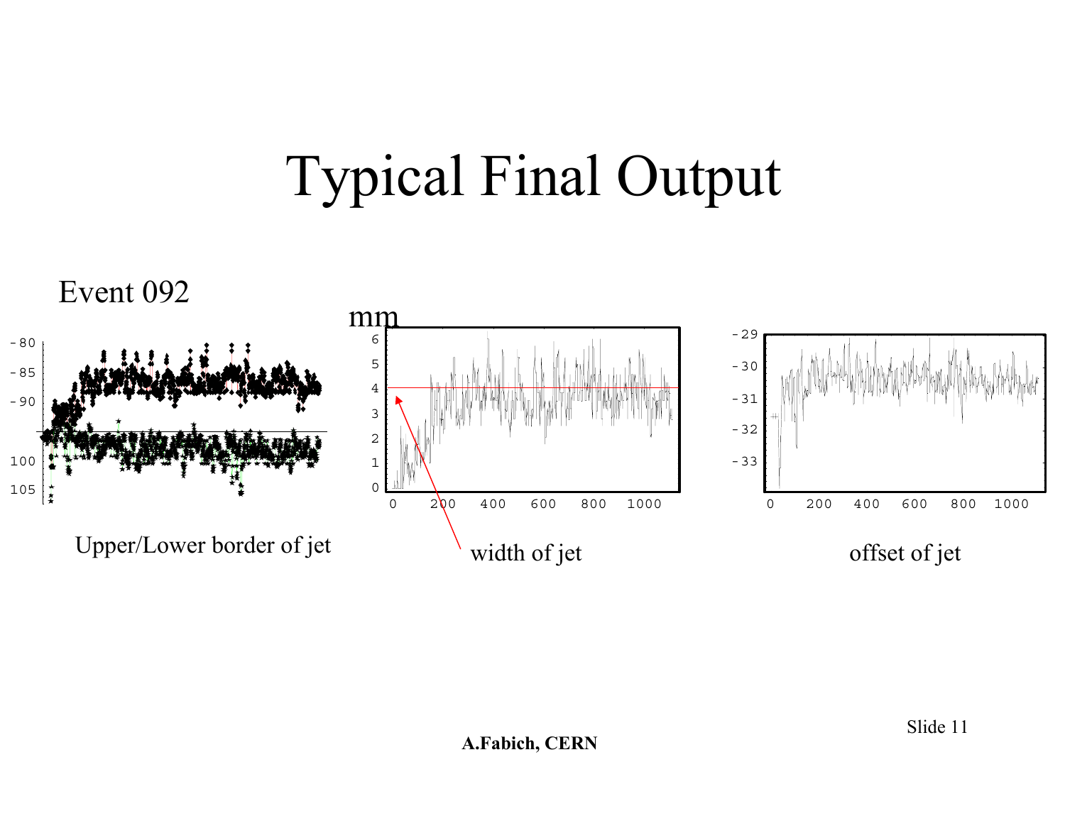# Typical Final Output

Event 092

Upper/Lower border of jet

width of jet

offset of jet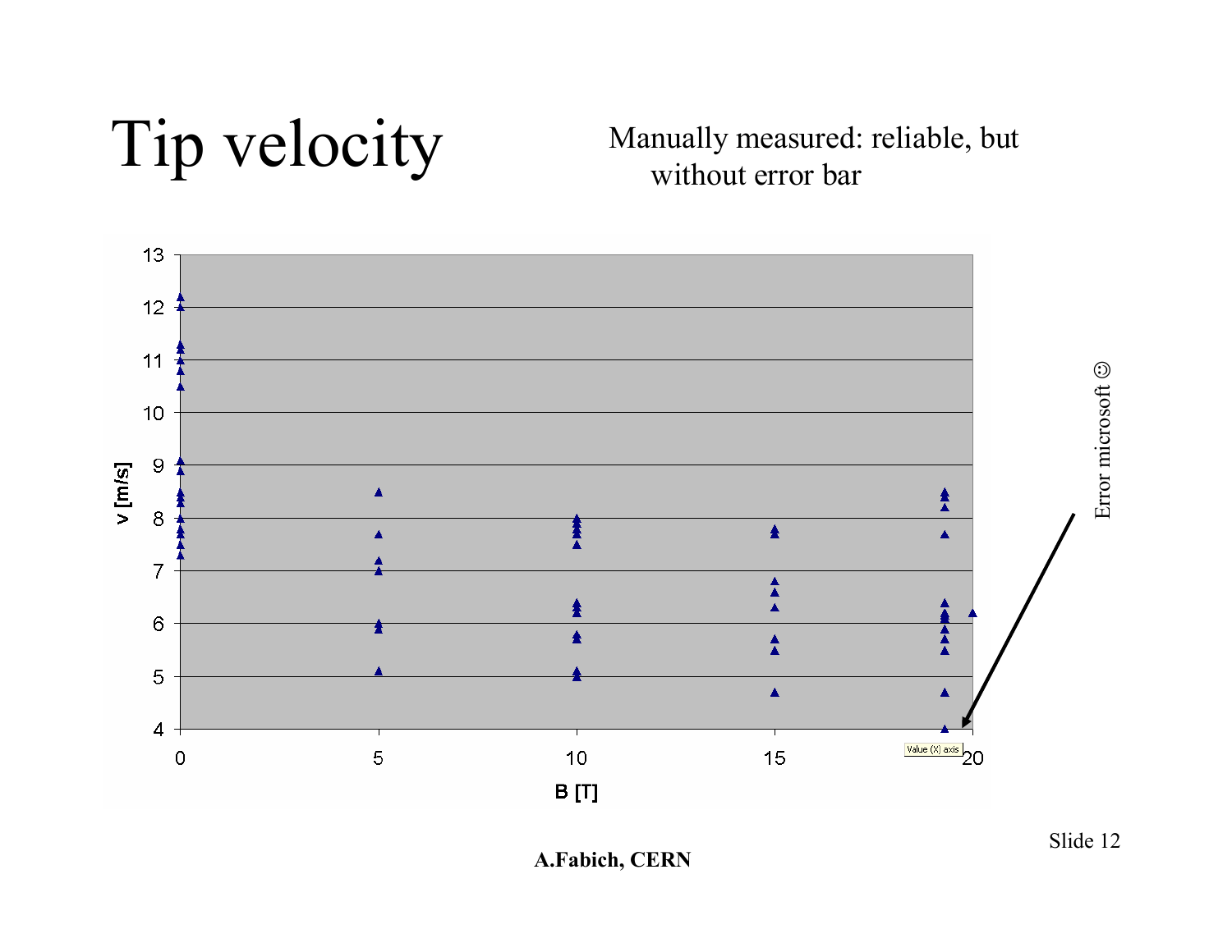# Tip velocity

Manually measured: reliable, but without error bar

Error microsoft ☺

A.Fabich, CERN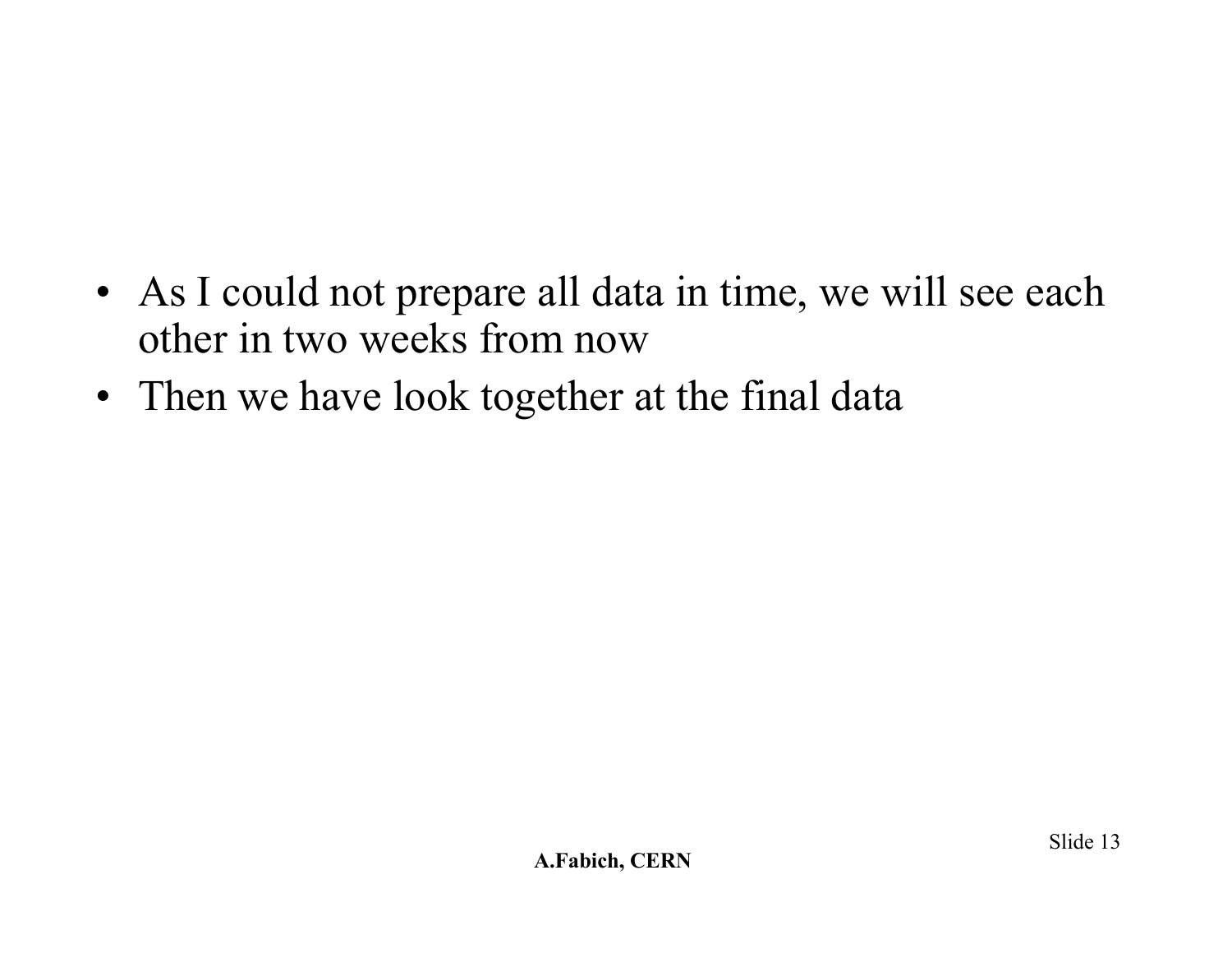- As I could not prepare all data in time, we will see each other in two weeks from now
- Then we have look together at the final data